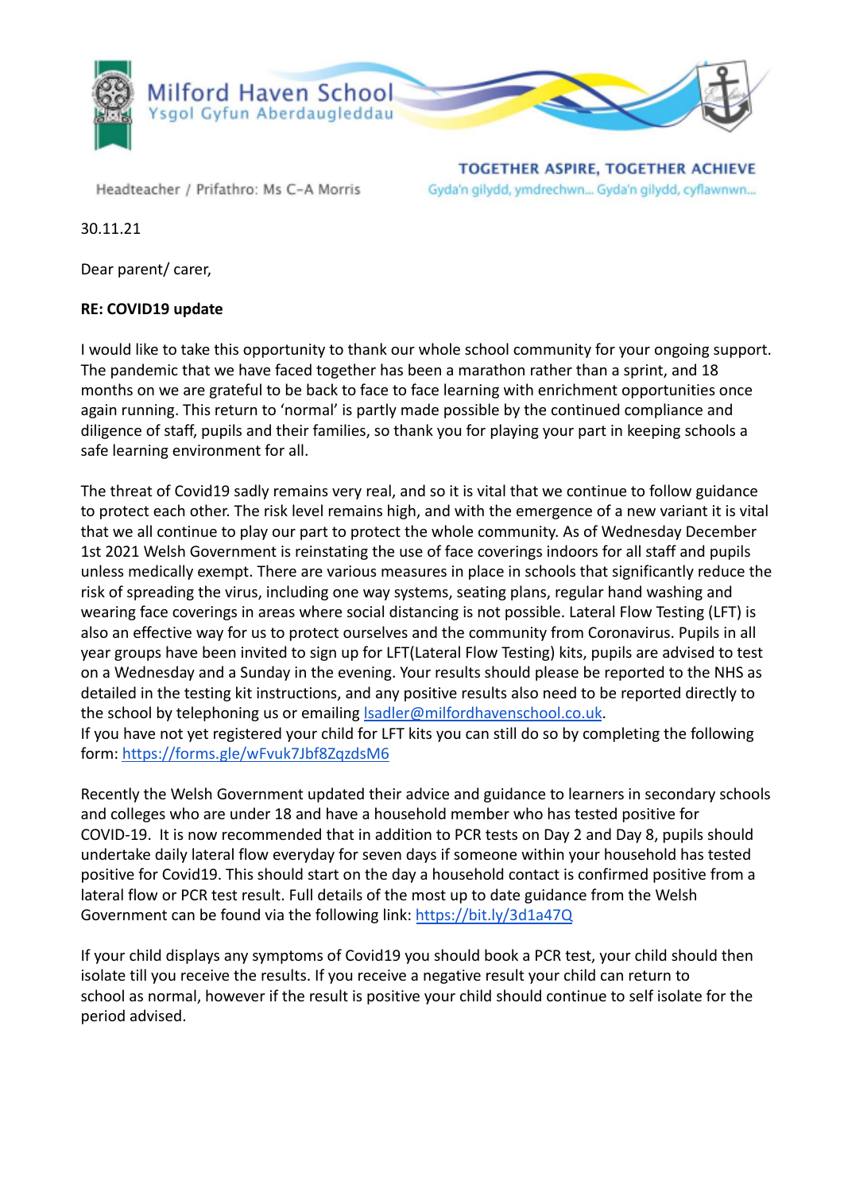Milford Haven School
Ysgol Gyfun Aberdaugleddau

Headteacher / Prifathro: Ms C-A Morris

**TOGETHER ASPIRE, TOGETHER ACHIEVE**
Gyda'n gilydd, ymdrechwn... Gyda'n gilydd, cyflawnwn...

30.11.21

Dear parent/ carer,

**RE: COVID19 update**

I would like to take this opportunity to thank our whole school community for your ongoing support. The pandemic that we have faced together has been a marathon rather than a sprint, and 18 months on we are grateful to be back to face to face learning with enrichment opportunities once again running. This return to 'normal' is partly made possible by the continued compliance and diligence of staff, pupils and their families, so thank you for playing your part in keeping schools a safe learning environment for all.

The threat of Covid19 sadly remains very real, and so it is vital that we continue to follow guidance to protect each other. The risk level remains high, and with the emergence of a new variant it is vital that we all continue to play our part to protect the whole community. As of Wednesday December 1st 2021 Welsh Government is reinstating the use of face coverings indoors for all staff and pupils unless medically exempt. There are various measures in place in schools that significantly reduce the risk of spreading the virus, including one way systems, seating plans, regular hand washing and wearing face coverings in areas where social distancing is not possible. Lateral Flow Testing (LFT) is also an effective way for us to protect ourselves and the community from Coronavirus. Pupils in all year groups have been invited to sign up for LFT(Lateral Flow Testing) kits, pupils are advised to test on a Wednesday and a Sunday in the evening. Your results should please be reported to the NHS as detailed in the testing kit instructions, and any positive results also need to be reported directly to the school by telephoning us or emailing [lsadler@milfordhavenschool.co.uk](mailto:lsadler@milfordhavenschool.co.uk).
If you have not yet registered your child for LFT kits you can still do so by completing the following form: [https://forms.gle/wFvuk7Jbf8ZqzdsM6](https://forms.gle/wFvuk7Jbf8ZqzdsM6)

Recently the Welsh Government updated their advice and guidance to learners in secondary schools and colleges who are under 18 and have a household member who has tested positive for COVID-19. It is now recommended that in addition to PCR tests on Day 2 and Day 8, pupils should undertake daily lateral flow everyday for seven days if someone within your household has tested positive for Covid19. This should start on the day a household contact is confirmed positive from a lateral flow or PCR test result. Full details of the most up to date guidance from the Welsh Government can be found via the following link: [https://bit.ly/3d1a47Q](https://bit.ly/3d1a47Q)

If your child displays any symptoms of Covid19 you should book a PCR test, your child should then isolate till you receive the results. If you receive a negative result your child can return to school as normal, however if the result is positive your child should continue to self isolate for the period advised.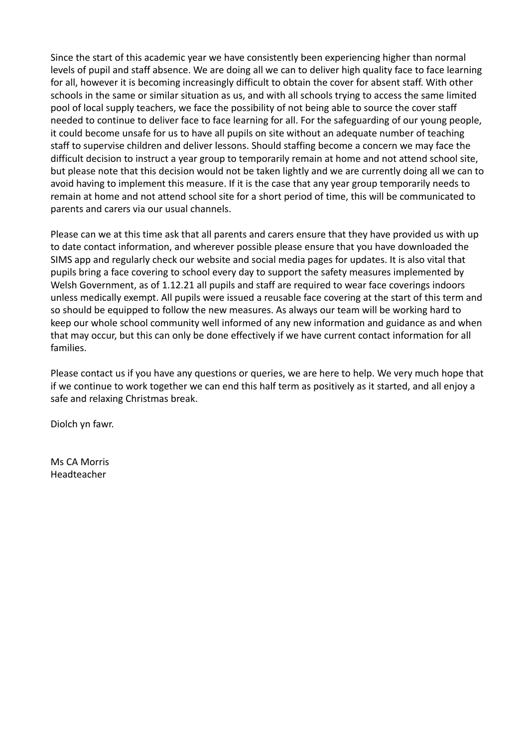Since the start of this academic year we have consistently been experiencing higher than normal levels of pupil and staff absence. We are doing all we can to deliver high quality face to face learning for all, however it is becoming increasingly difficult to obtain the cover for absent staff. With other schools in the same or similar situation as us, and with all schools trying to access the same limited pool of local supply teachers, we face the possibility of not being able to source the cover staff needed to continue to deliver face to face learning for all. For the safeguarding of our young people, it could become unsafe for us to have all pupils on site without an adequate number of teaching staff to supervise children and deliver lessons. Should staffing become a concern we may face the difficult decision to instruct a year group to temporarily remain at home and not attend school site, but please note that this decision would not be taken lightly and we are currently doing all we can to avoid having to implement this measure. If it is the case that any year group temporarily needs to remain at home and not attend school site for a short period of time, this will be communicated to parents and carers via our usual channels.

Please can we at this time ask that all parents and carers ensure that they have provided us with up to date contact information, and wherever possible please ensure that you have downloaded the SIMS app and regularly check our website and social media pages for updates. It is also vital that pupils bring a face covering to school every day to support the safety measures implemented by Welsh Government, as of 1.12.21 all pupils and staff are required to wear face coverings indoors unless medically exempt. All pupils were issued a reusable face covering at the start of this term and so should be equipped to follow the new measures. As always our team will be working hard to keep our whole school community well informed of any new information and guidance as and when that may occur, but this can only be done effectively if we have current contact information for all families.

Please contact us if you have any questions or queries, we are here to help. We very much hope that if we continue to work together we can end this half term as positively as it started, and all enjoy a safe and relaxing Christmas break.

Diolch yn fawr.

Ms CA Morris
Headteacher